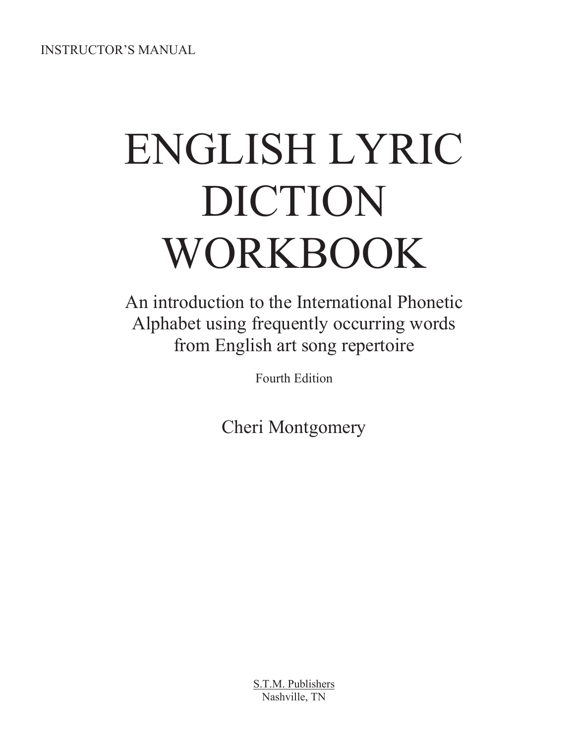INSTRUCTOR'S MANUAL

# ENGLISH LYRIC DICTION WORKBOOK

An introduction to the International Phonetic Alphabet using frequently occurring words from English art song repertoire

Fourth Edition

Cheri Montgomery

S.T.M. Publishers
Nashville, TN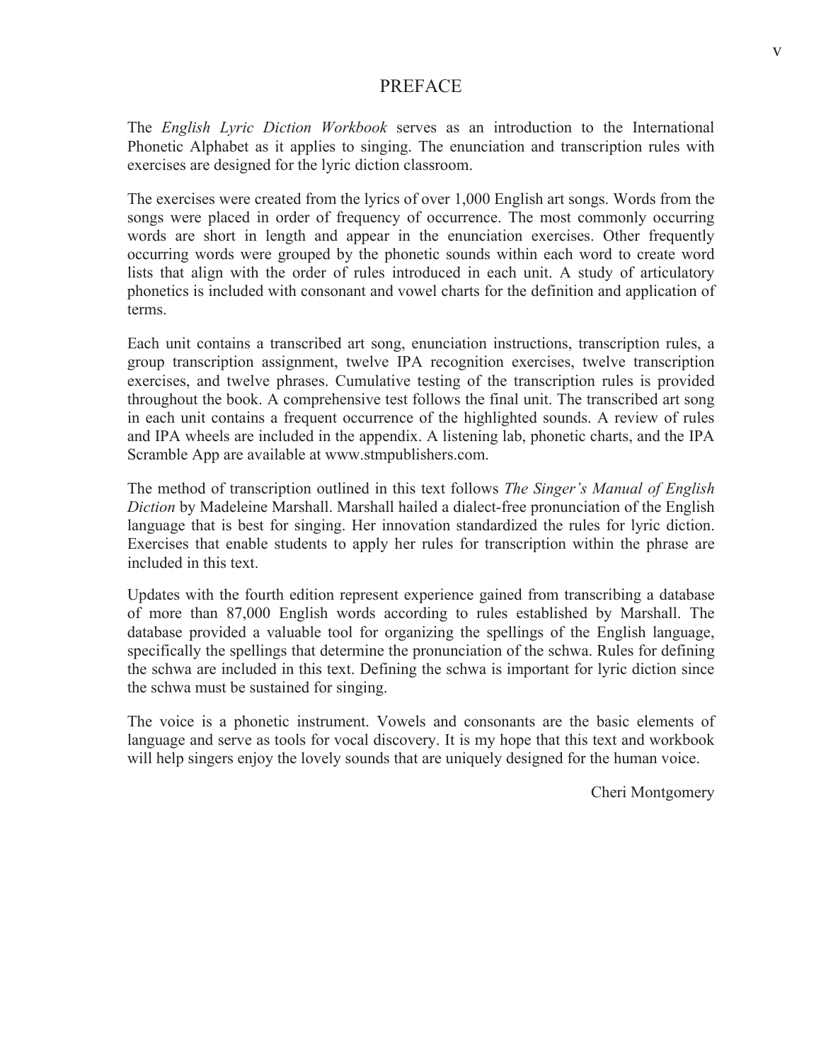# PREFACE

The *English Lyric Diction Workbook* serves as an introduction to the International Phonetic Alphabet as it applies to singing. The enunciation and transcription rules with exercises are designed for the lyric diction classroom.

The exercises were created from the lyrics of over 1,000 English art songs. Words from the songs were placed in order of frequency of occurrence. The most commonly occurring words are short in length and appear in the enunciation exercises. Other frequently occurring words were grouped by the phonetic sounds within each word to create word lists that align with the order of rules introduced in each unit. A study of articulatory phonetics is included with consonant and vowel charts for the definition and application of terms.

Each unit contains a transcribed art song, enunciation instructions, transcription rules, a group transcription assignment, twelve IPA recognition exercises, twelve transcription exercises, and twelve phrases. Cumulative testing of the transcription rules is provided throughout the book. A comprehensive test follows the final unit. The transcribed art song in each unit contains a frequent occurrence of the highlighted sounds. A review of rules and IPA wheels are included in the appendix. A listening lab, phonetic charts, and the IPA Scramble App are available at www.stmpublishers.com.

The method of transcription outlined in this text follows *The Singer's Manual of English Diction* by Madeleine Marshall. Marshall hailed a dialect-free pronunciation of the English language that is best for singing. Her innovation standardized the rules for lyric diction. Exercises that enable students to apply her rules for transcription within the phrase are included in this text.

Updates with the fourth edition represent experience gained from transcribing a database of more than 87,000 English words according to rules established by Marshall. The database provided a valuable tool for organizing the spellings of the English language, specifically the spellings that determine the pronunciation of the schwa. Rules for defining the schwa are included in this text. Defining the schwa is important for lyric diction since the schwa must be sustained for singing.

The voice is a phonetic instrument. Vowels and consonants are the basic elements of language and serve as tools for vocal discovery. It is my hope that this text and workbook will help singers enjoy the lovely sounds that are uniquely designed for the human voice.

Cheri Montgomery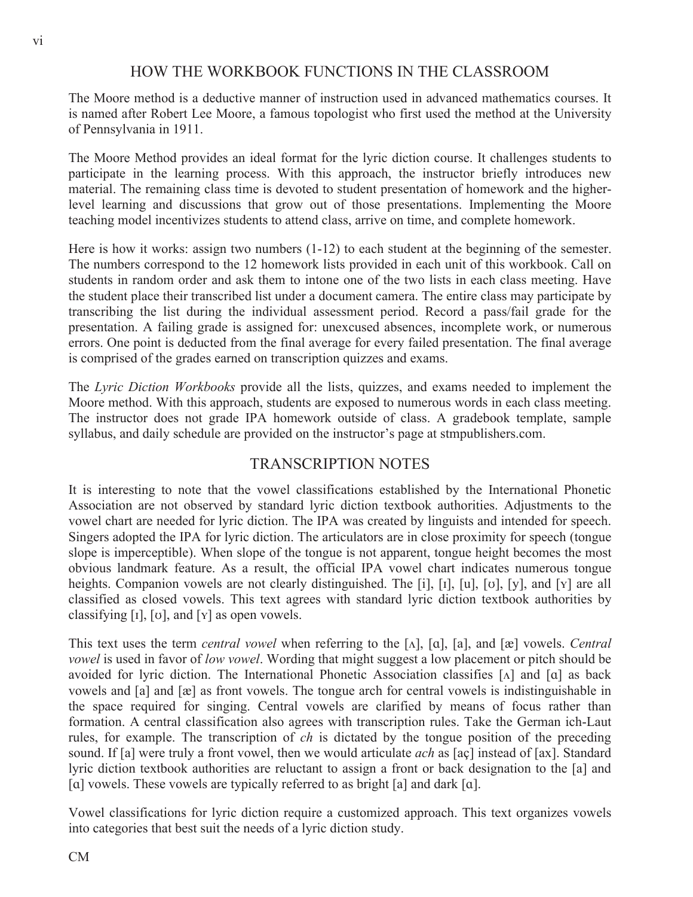## HOW THE WORKBOOK FUNCTIONS IN THE CLASSROOM

The Moore method is a deductive manner of instruction used in advanced mathematics courses. It is named after Robert Lee Moore, a famous topologist who first used the method at the University of Pennsylvania in 1911.

The Moore Method provides an ideal format for the lyric diction course. It challenges students to participate in the learning process. With this approach, the instructor briefly introduces new material. The remaining class time is devoted to student presentation of homework and the higher-level learning and discussions that grow out of those presentations. Implementing the Moore teaching model incentivizes students to attend class, arrive on time, and complete homework.

Here is how it works: assign two numbers (1-12) to each student at the beginning of the semester. The numbers correspond to the 12 homework lists provided in each unit of this workbook. Call on students in random order and ask them to intone one of the two lists in each class meeting. Have the student place their transcribed list under a document camera. The entire class may participate by transcribing the list during the individual assessment period. Record a pass/fail grade for the presentation. A failing grade is assigned for: unexcused absences, incomplete work, or numerous errors. One point is deducted from the final average for every failed presentation. The final average is comprised of the grades earned on transcription quizzes and exams.

The *Lyric Diction Workbooks* provide all the lists, quizzes, and exams needed to implement the Moore method. With this approach, students are exposed to numerous words in each class meeting. The instructor does not grade IPA homework outside of class. A gradebook template, sample syllabus, and daily schedule are provided on the instructor's page at stmpublishers.com.

## TRANSCRIPTION NOTES

It is interesting to note that the vowel classifications established by the International Phonetic Association are not observed by standard lyric diction textbook authorities. Adjustments to the vowel chart are needed for lyric diction. The IPA was created by linguists and intended for speech. Singers adopted the IPA for lyric diction. The articulators are in close proximity for speech (tongue slope is imperceptible). When slope of the tongue is not apparent, tongue height becomes the most obvious landmark feature. As a result, the official IPA vowel chart indicates numerous tongue heights. Companion vowels are not clearly distinguished. The [i], [ɪ], [u], [ʊ], [y], and [ʏ] are all classified as closed vowels. This text agrees with standard lyric diction textbook authorities by classifying [ɪ], [ʊ], and [ʏ] as open vowels.

This text uses the term *central vowel* when referring to the [ʌ], [ɑ], [a], and [æ] vowels. *Central vowel* is used in favor of *low vowel*. Wording that might suggest a low placement or pitch should be avoided for lyric diction. The International Phonetic Association classifies [ʌ] and [ɑ] as back vowels and [a] and [æ] as front vowels. The tongue arch for central vowels is indistinguishable in the space required for singing. Central vowels are clarified by means of focus rather than formation. A central classification also agrees with transcription rules. Take the German ich-Laut rules, for example. The transcription of *ch* is dictated by the tongue position of the preceding sound. If [a] were truly a front vowel, then we would articulate *ach* as [aç] instead of [ax]. Standard lyric diction textbook authorities are reluctant to assign a front or back designation to the [a] and [ɑ] vowels. These vowels are typically referred to as bright [a] and dark [ɑ].

Vowel classifications for lyric diction require a customized approach. This text organizes vowels into categories that best suit the needs of a lyric diction study.

CM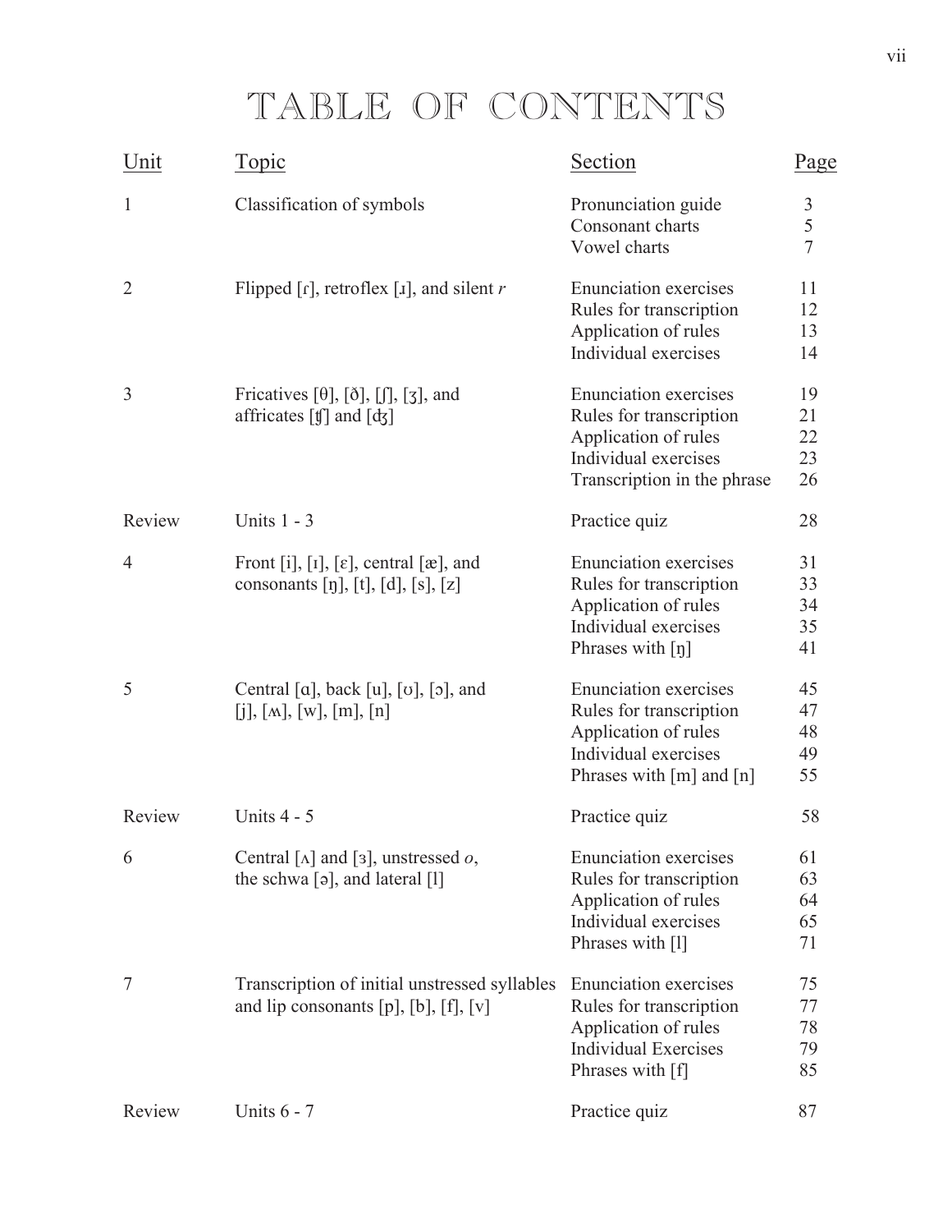# TABLE OF CONTENTS

| Unit | Topic | Section | Page |
|---|---|---|---|
| 1 | Classification of symbols | Pronunciation guide | 3 |
| | | Consonant charts | 5 |
| | | Vowel charts | 7 |
| 2 | Flipped [ɾ], retroflex [ɹ], and silent *r* | Enunciation exercises | 11 |
| | | Rules for transcription | 12 |
| | | Application of rules | 13 |
| | | Individual exercises | 14 |
| 3 | Fricatives [θ], [ð], [ʃ], [ʒ], and affricates [ʧ] and [ʤ] | Enunciation exercises | 19 |
| | | Rules for transcription | 21 |
| | | Application of rules | 22 |
| | | Individual exercises | 23 |
| | | Transcription in the phrase | 26 |
| Review | Units 1 - 3 | Practice quiz | 28 |
| 4 | Front [i], [ɪ], [ɛ], central [æ], and consonants [ŋ], [t], [d], [s], [z] | Enunciation exercises | 31 |
| | | Rules for transcription | 33 |
| | | Application of rules | 34 |
| | | Individual exercises | 35 |
| | | Phrases with [ŋ] | 41 |
| 5 | Central [ɑ], back [u], [ʊ], [ɔ], and [j], [ʍ], [w], [m], [n] | Enunciation exercises | 45 |
| | | Rules for transcription | 47 |
| | | Application of rules | 48 |
| | | Individual exercises | 49 |
| | | Phrases with [m] and [n] | 55 |
| Review | Units 4 - 5 | Practice quiz | 58 |
| 6 | Central [ʌ] and [ɜ], unstressed *o*, the schwa [ə], and lateral [l] | Enunciation exercises | 61 |
| | | Rules for transcription | 63 |
| | | Application of rules | 64 |
| | | Individual exercises | 65 |
| | | Phrases with [l] | 71 |
| 7 | Transcription of initial unstressed syllables and lip consonants [p], [b], [f], [v] | Enunciation exercises | 75 |
| | | Rules for transcription | 77 |
| | | Application of rules | 78 |
| | | Individual Exercises | 79 |
| | | Phrases with [f] | 85 |
| Review | Units 6 - 7 | Practice quiz | 87 |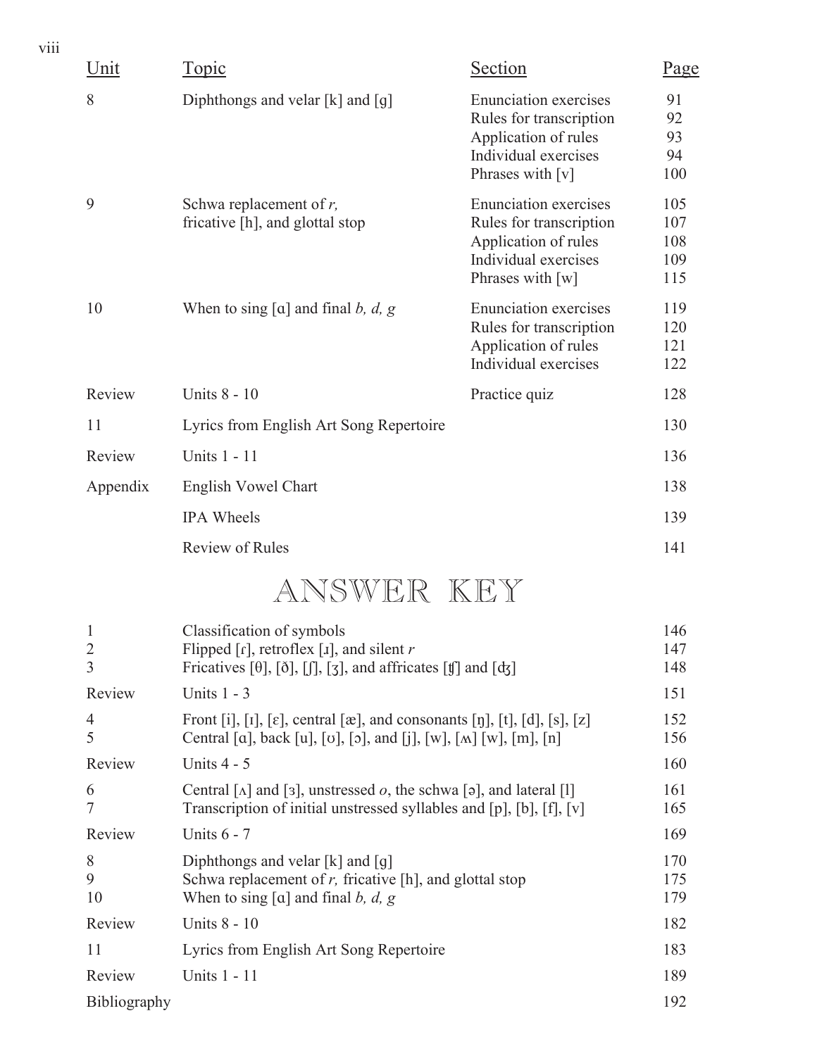| Unit | Topic | Section | Page |
|---|---|---|---|
| 8 | Diphthongs and velar [k] and [g] | Enunciation exercises | 91 |
| | | Rules for transcription | 92 |
| | | Application of rules | 93 |
| | | Individual exercises | 94 |
| | | Phrases with [v] | 100 |
| 9 | Schwa replacement of *r*, fricative [h], and glottal stop | Enunciation exercises | 105 |
| | | Rules for transcription | 107 |
| | | Application of rules | 108 |
| | | Individual exercises | 109 |
| | | Phrases with [w] | 115 |
| 10 | When to sing [ɑ] and final *b, d, g* | Enunciation exercises | 119 |
| | | Rules for transcription | 120 |
| | | Application of rules | 121 |
| | | Individual exercises | 122 |
| Review | Units 8 - 10 | Practice quiz | 128 |
| 11 | Lyrics from English Art Song Repertoire | | 130 |
| Review | Units 1 - 11 | | 136 |
| Appendix | English Vowel Chart | | 138 |
| | IPA Wheels | | 139 |
| | Review of Rules | | 141 |

# ANSWER KEY

| Unit | Topic | Page |
|---|---|---|
| 1 | Classification of symbols | 146 |
| 2 | Flipped [ɾ], retroflex [ɹ], and silent *r* | 147 |
| 3 | Fricatives [θ], [ð], [ʃ], [ʒ], and affricates [ʧ] and [ʤ] | 148 |
| Review | Units 1 - 3 | 151 |
| 4 | Front [i], [ɪ], [ɛ], central [æ], and consonants [ŋ], [t], [d], [s], [z] | 152 |
| 5 | Central [ɑ], back [u], [ʊ], [ɔ], and [j], [w], [ʍ] [w], [m], [n] | 156 |
| Review | Units 4 - 5 | 160 |
| 6 | Central [ʌ] and [ɜ], unstressed *o*, the schwa [ə], and lateral [l] | 161 |
| 7 | Transcription of initial unstressed syllables and [p], [b], [f], [v] | 165 |
| Review | Units 6 - 7 | 169 |
| 8 | Diphthongs and velar [k] and [g] | 170 |
| 9 | Schwa replacement of *r*, fricative [h], and glottal stop | 175 |
| 10 | When to sing [ɑ] and final *b, d, g* | 179 |
| Review | Units 8 - 10 | 182 |
| 11 | Lyrics from English Art Song Repertoire | 183 |
| Review | Units 1 - 11 | 189 |
| Bibliography | | 192 |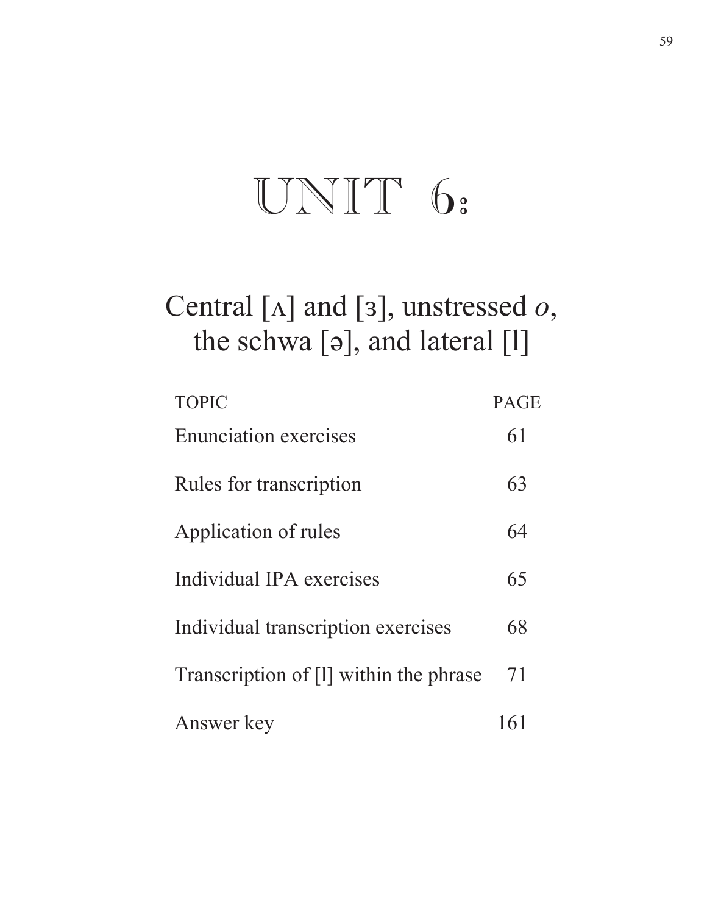# UNIT 6:

## Central [ʌ] and [ɜ], unstressed *o*, the schwa [ə], and lateral [l]

| TOPIC | PAGE |
| --- | --- |
| Enunciation exercises | 61 |
| Rules for transcription | 63 |
| Application of rules | 64 |
| Individual IPA exercises | 65 |
| Individual transcription exercises | 68 |
| Transcription of [l] within the phrase | 71 |
| Answer key | 161 |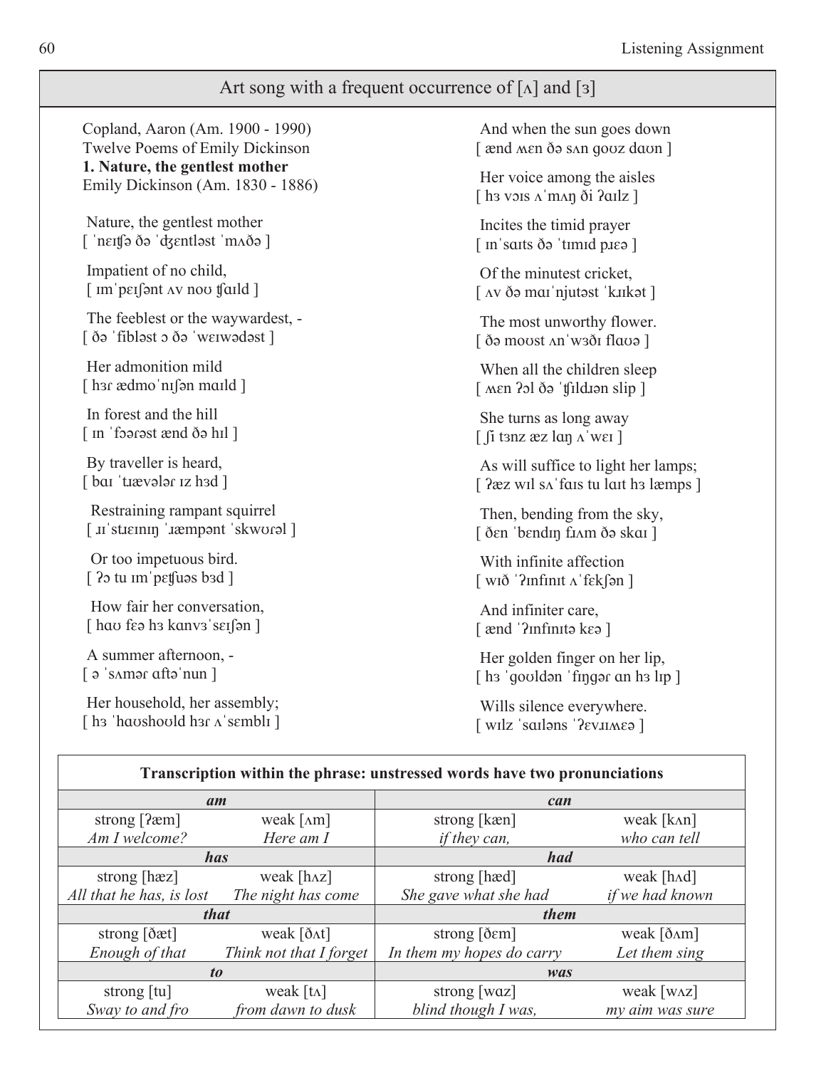## Art song with a frequent occurrence of [ʌ] and [ɜ]

Copland, Aaron (Am. 1900 - 1990)
Twelve Poems of Emily Dickinson
**1. Nature, the gentlest mother**
Emily Dickinson (Am. 1830 - 1886)

Nature, the gentlest mother
[ ˈneɪʧə ðə ˈʤɛntləst ˈmʌðə ]

Impatient of no child,
[ ɪmˈpeɪʃənt ʌv noʊ ʧaɪld ]

The feeblest or the waywardest, -
[ ðə ˈfibləst ɔ ðə ˈweɪwədəst ]

Her admonition mild
[ hɜɾ ædmoˈnɪʃən maɪld ]

In forest and the hill
[ ɪn ˈfɔərəst ænd ðə hɪl ]

By traveller is heard,
[ baɪ ˈɹævələɾ ɪz hɜd ]

Restraining rampant squirrel
[ ɹɪˈstɹeɪnɪŋ ˈɹæmpənt ˈskwʊɾəl ]

Or too impetuous bird.
[ ʔɔ tu ɪmˈpɛʧuəs bɜd ]

How fair her conversation,
[ haʊ fɛə hɜ kɑnvɜˈseɪʃən ]

A summer afternoon, -
[ ə ˈsʌməɾ ɑftəˈnun ]

Her household, her assembly;
[ hɜ ˈhaʊshoʊld hɜɾ ʌˈsɛmblɪ ]

And when the sun goes down
[ ænd ʍɛn ðə sʌn goʊz daʊn ]

Her voice among the aisles
[ hɜ vɔɪs ʌˈmʌŋ ði ʔaɪlz ]

Incites the timid prayer
[ ɪnˈsaɪts ðə ˈtɪmɪd pɹɛə ]

Of the minutest cricket,
[ ʌv ðə maɪˈnjutəst ˈkɹɪkət ]

The most unworthy flower.
[ ðə moʊst ʌnˈwɜðɪ flaʊə ]

When all the children sleep
[ ʍɛn ʔɔl ðə ˈʧɪldɹən slip ]

She turns as long away
[ ʃi tɜnz æz lɑŋ ʌˈweɪ ]

As will suffice to light her lamps;
[ ʔæz wɪl sʌˈfaɪs tu laɪt hɜ læmps ]

Then, bending from the sky,
[ ðɛn ˈbɛndɪŋ fɹʌm ðə skaɪ ]

With infinite affection
[ wɪð ˈʔɪnfɪnɪt ʌˈfɛkʃən ]

And infiniter care,
[ ænd ˈʔɪnfɪnɪtə kɛə ]

Her golden finger on her lip,
[ hɜ ˈgoʊldən ˈfɪŋgəɾ ɑn hɜ lɪp ]

Wills silence everywhere.
[ wɪlz ˈsaɪləns ˈʔɛvɹɪʍɛə ]

**Transcription within the phrase: unstressed words have two pronunciations**

| ***am*** | | ***can*** | |
|---|---|---|---|
| strong [ʔæm] | weak [ʌm] | strong [kæn] | weak [kʌn] |
| *Am I welcome?* | *Here am I* | *if they can,* | *who can tell* |
| ***has*** | | ***had*** | |
| strong [hæz] | weak [hʌz] | strong [hæd] | weak [hʌd] |
| *All that he has, is lost* | *The night has come* | *She gave what she had* | *if we had known* |
| ***that*** | | ***them*** | |
| strong [ðæt] | weak [ðʌt] | strong [ðɛm] | weak [ðʌm] |
| *Enough of that* | *Think not that I forget* | *In them my hopes do carry* | *Let them sing* |
| ***to*** | | ***was*** | |
| strong [tu] | weak [tʌ] | strong [wɑz] | weak [wʌz] |
| *Sway to and fro* | *from dawn to dusk* | *blind though I was,* | *my aim was sure* |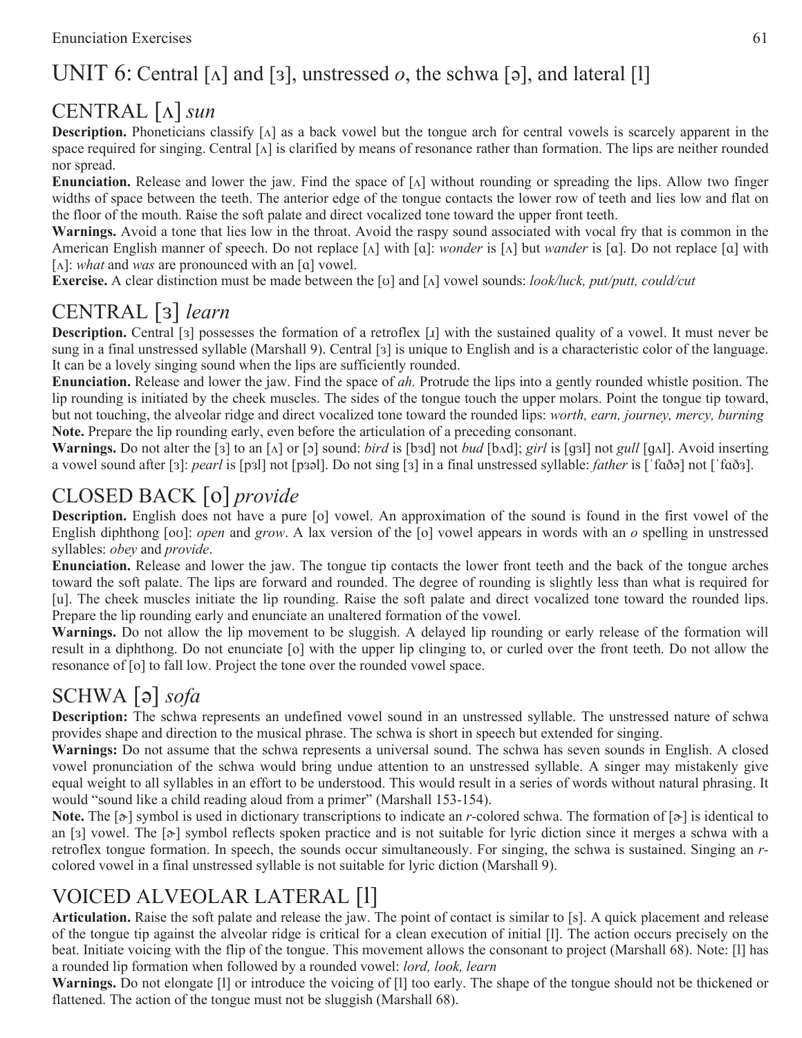# UNIT 6: Central [ʌ] and [ɜ], unstressed *o*, the schwa [ə], and lateral [l]

## CENTRAL [ʌ] *sun*

**Description.** Phoneticians classify [ʌ] as a back vowel but the tongue arch for central vowels is scarcely apparent in the space required for singing. Central [ʌ] is clarified by means of resonance rather than formation. The lips are neither rounded nor spread.

**Enunciation.** Release and lower the jaw. Find the space of [ʌ] without rounding or spreading the lips. Allow two finger widths of space between the teeth. The anterior edge of the tongue contacts the lower row of teeth and lies low and flat on the floor of the mouth. Raise the soft palate and direct vocalized tone toward the upper front teeth.

**Warnings.** Avoid a tone that lies low in the throat. Avoid the raspy sound associated with vocal fry that is common in the American English manner of speech. Do not replace [ʌ] with [ɑ]: *wonder* is [ʌ] but *wander* is [ɑ]. Do not replace [ɑ] with [ʌ]: *what* and *was* are pronounced with an [ɑ] vowel.

**Exercise.** A clear distinction must be made between the [ʊ] and [ʌ] vowel sounds: *look/luck, put/putt, could/cut*

## CENTRAL [ɜ] *learn*

**Description.** Central [ɜ] possesses the formation of a retroflex [ɹ] with the sustained quality of a vowel. It must never be sung in a final unstressed syllable (Marshall 9). Central [ɜ] is unique to English and is a characteristic color of the language. It can be a lovely singing sound when the lips are sufficiently rounded.

**Enunciation.** Release and lower the jaw. Find the space of *ah.* Protrude the lips into a gently rounded whistle position. The lip rounding is initiated by the cheek muscles. The sides of the tongue touch the upper molars. Point the tongue tip toward, but not touching, the alveolar ridge and direct vocalized tone toward the rounded lips: *worth, earn, journey, mercy, burning*

**Note.** Prepare the lip rounding early, even before the articulation of a preceding consonant.

**Warnings.** Do not alter the [ɜ] to an [ʌ] or [ə] sound: *bird* is [bɜd] not *bud* [bʌd]; *girl* is [gɜl] not *gull* [gʌl]. Avoid inserting a vowel sound after [ɜ]: *pearl* is [pɜl] not [pɜəl]. Do not sing [ɜ] in a final unstressed syllable: *father* is [ˈfɑðə] not [ˈfɑðɜ].

## CLOSED BACK [o] *provide*

**Description.** English does not have a pure [o] vowel. An approximation of the sound is found in the first vowel of the English diphthong [oʊ]: *open* and *grow*. A lax version of the [o] vowel appears in words with an *o* spelling in unstressed syllables: *obey* and *provide*.

**Enunciation.** Release and lower the jaw. The tongue tip contacts the lower front teeth and the back of the tongue arches toward the soft palate. The lips are forward and rounded. The degree of rounding is slightly less than what is required for [u]. The cheek muscles initiate the lip rounding. Raise the soft palate and direct vocalized tone toward the rounded lips. Prepare the lip rounding early and enunciate an unaltered formation of the vowel.

**Warnings.** Do not allow the lip movement to be sluggish. A delayed lip rounding or early release of the formation will result in a diphthong. Do not enunciate [o] with the upper lip clinging to, or curled over the front teeth. Do not allow the resonance of [o] to fall low. Project the tone over the rounded vowel space.

## SCHWA [ə] *sofa*

**Description:** The schwa represents an undefined vowel sound in an unstressed syllable. The unstressed nature of schwa provides shape and direction to the musical phrase. The schwa is short in speech but extended for singing.

**Warnings:** Do not assume that the schwa represents a universal sound. The schwa has seven sounds in English. A closed vowel pronunciation of the schwa would bring undue attention to an unstressed syllable. A singer may mistakenly give equal weight to all syllables in an effort to be understood. This would result in a series of words without natural phrasing. It would "sound like a child reading aloud from a primer" (Marshall 153-154).

**Note.** The [ɚ] symbol is used in dictionary transcriptions to indicate an *r*-colored schwa. The formation of [ɚ] is identical to an [ɜ] vowel. The [ɚ] symbol reflects spoken practice and is not suitable for lyric diction since it merges a schwa with a retroflex tongue formation. In speech, the sounds occur simultaneously. For singing, the schwa is sustained. Singing an *r*-colored vowel in a final unstressed syllable is not suitable for lyric diction (Marshall 9).

## VOICED ALVEOLAR LATERAL [l]

**Articulation.** Raise the soft palate and release the jaw. The point of contact is similar to [s]. A quick placement and release of the tongue tip against the alveolar ridge is critical for a clean execution of initial [l]. The action occurs precisely on the beat. Initiate voicing with the flip of the tongue. This movement allows the consonant to project (Marshall 68). Note: [l] has a rounded lip formation when followed by a rounded vowel: *lord, look, learn*

**Warnings.** Do not elongate [l] or introduce the voicing of [l] too early. The shape of the tongue should not be thickened or flattened. The action of the tongue must not be sluggish (Marshall 68).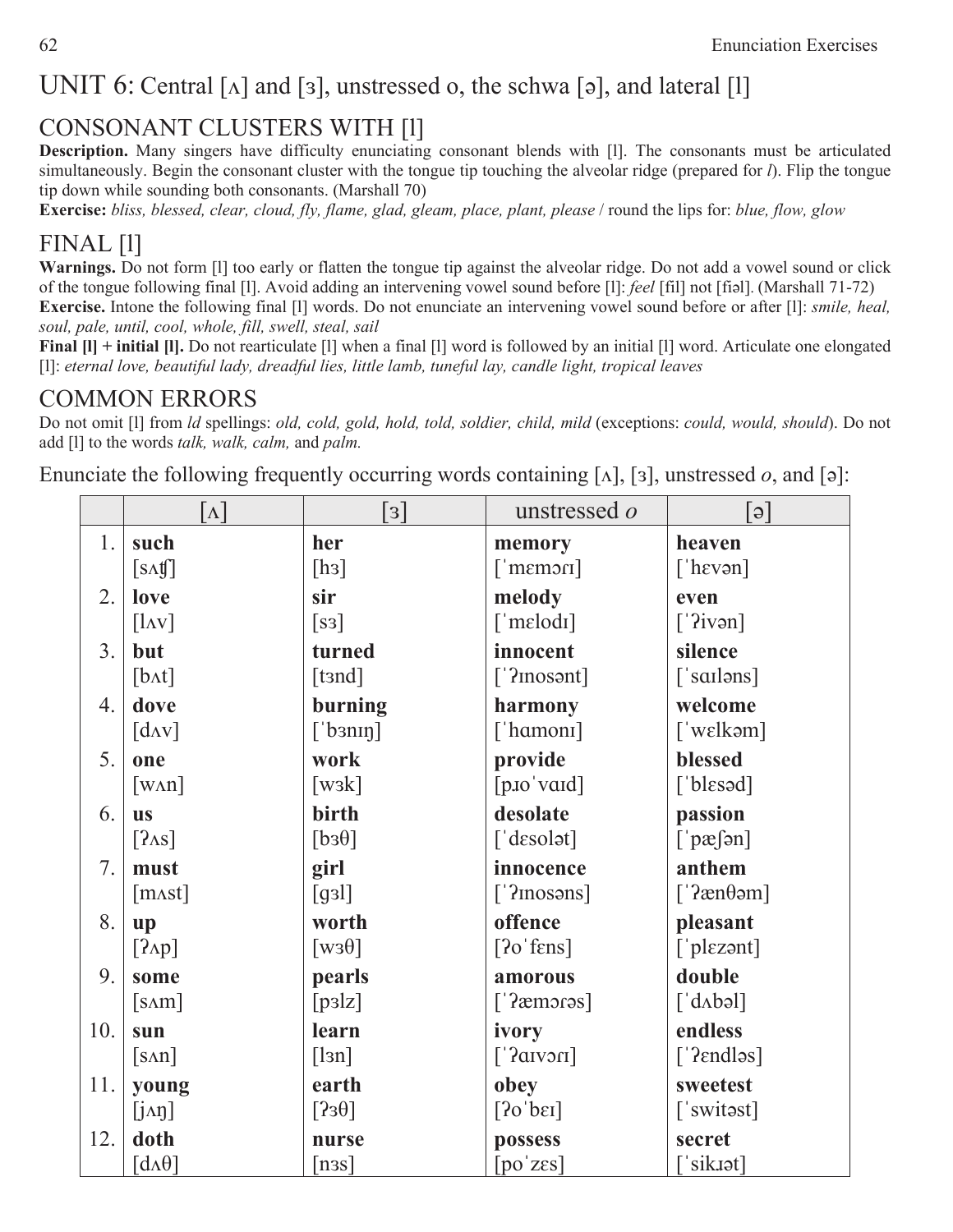# UNIT 6: Central [ʌ] and [ɜ], unstressed o, the schwa [ə], and lateral [l]

## CONSONANT CLUSTERS WITH [l]

**Description.** Many singers have difficulty enunciating consonant blends with [l]. The consonants must be articulated simultaneously. Begin the consonant cluster with the tongue tip touching the alveolar ridge (prepared for *l*). Flip the tongue tip down while sounding both consonants. (Marshall 70)

**Exercise:** *bliss, blessed, clear, cloud, fly, flame, glad, gleam, place, plant, please* / round the lips for: *blue, flow, glow*

## FINAL [l]

**Warnings.** Do not form [l] too early or flatten the tongue tip against the alveolar ridge. Do not add a vowel sound or click of the tongue following final [l]. Avoid adding an intervening vowel sound before [l]: *feel* [fil] not [fiəl]. (Marshall 71-72)

**Exercise.** Intone the following final [l] words. Do not enunciate an intervening vowel sound before or after [l]: *smile, heal, soul, pale, until, cool, whole, fill, swell, steal, sail*

**Final [l] + initial [l].** Do not rearticulate [l] when a final [l] word is followed by an initial [l] word. Articulate one elongated [l]: *eternal love, beautiful lady, dreadful lies, little lamb, tuneful lay, candle light, tropical leaves*

## COMMON ERRORS

Do not omit [l] from *ld* spellings: *old, cold, gold, hold, told, soldier, child, mild* (exceptions: *could, would, should*). Do not add [l] to the words *talk, walk, calm,* and *palm.*

Enunciate the following frequently occurring words containing [ʌ], [ɜ], unstressed *o*, and [ə]:

| | [ʌ] | [ɜ] | unstressed *o* | [ə] |
|---|---|---|---|---|
| 1. | **such** [sʌʧ] | **her** [hɜ] | **memory** [ˈmɛmɔɾɪ] | **heaven** [ˈhɛvən] |
| 2. | **love** [lʌv] | **sir** [sɜ] | **melody** [ˈmɛlodɪ] | **even** [ˈʔivən] |
| 3. | **but** [bʌt] | **turned** [tɜnd] | **innocent** [ˈʔɪnosənt] | **silence** [ˈsɑɪləns] |
| 4. | **dove** [dʌv] | **burning** [ˈbɜnɪŋ] | **harmony** [ˈhɑmonɪ] | **welcome** [ˈwɛlkəm] |
| 5. | **one** [wʌn] | **work** [wɜk] | **provide** [pɹoˈvɑɪd] | **blessed** [ˈblɛsəd] |
| 6. | **us** [ʔʌs] | **birth** [bɜθ] | **desolate** [ˈdɛsolət] | **passion** [ˈpæʃən] |
| 7. | **must** [mʌst] | **girl** [gɜl] | **innocence** [ˈʔɪnosəns] | **anthem** [ˈʔænθəm] |
| 8. | **up** [ʔʌp] | **worth** [wɜθ] | **offence** [ʔoˈfɛns] | **pleasant** [ˈplɛzənt] |
| 9. | **some** [sʌm] | **pearls** [pɜlz] | **amorous** [ˈʔæmɔɾəs] | **double** [ˈdʌbəl] |
| 10. | **sun** [sʌn] | **learn** [lɜn] | **ivory** [ˈʔɑɪvɔɾɪ] | **endless** [ˈʔɛndləs] |
| 11. | **young** [jʌŋ] | **earth** [ʔɜθ] | **obey** [ʔoˈbɛɪ] | **sweetest** [ˈswitəst] |
| 12. | **doth** [dʌθ] | **nurse** [nɜs] | **possess** [poˈzɛs] | **secret** [ˈsikɹət] |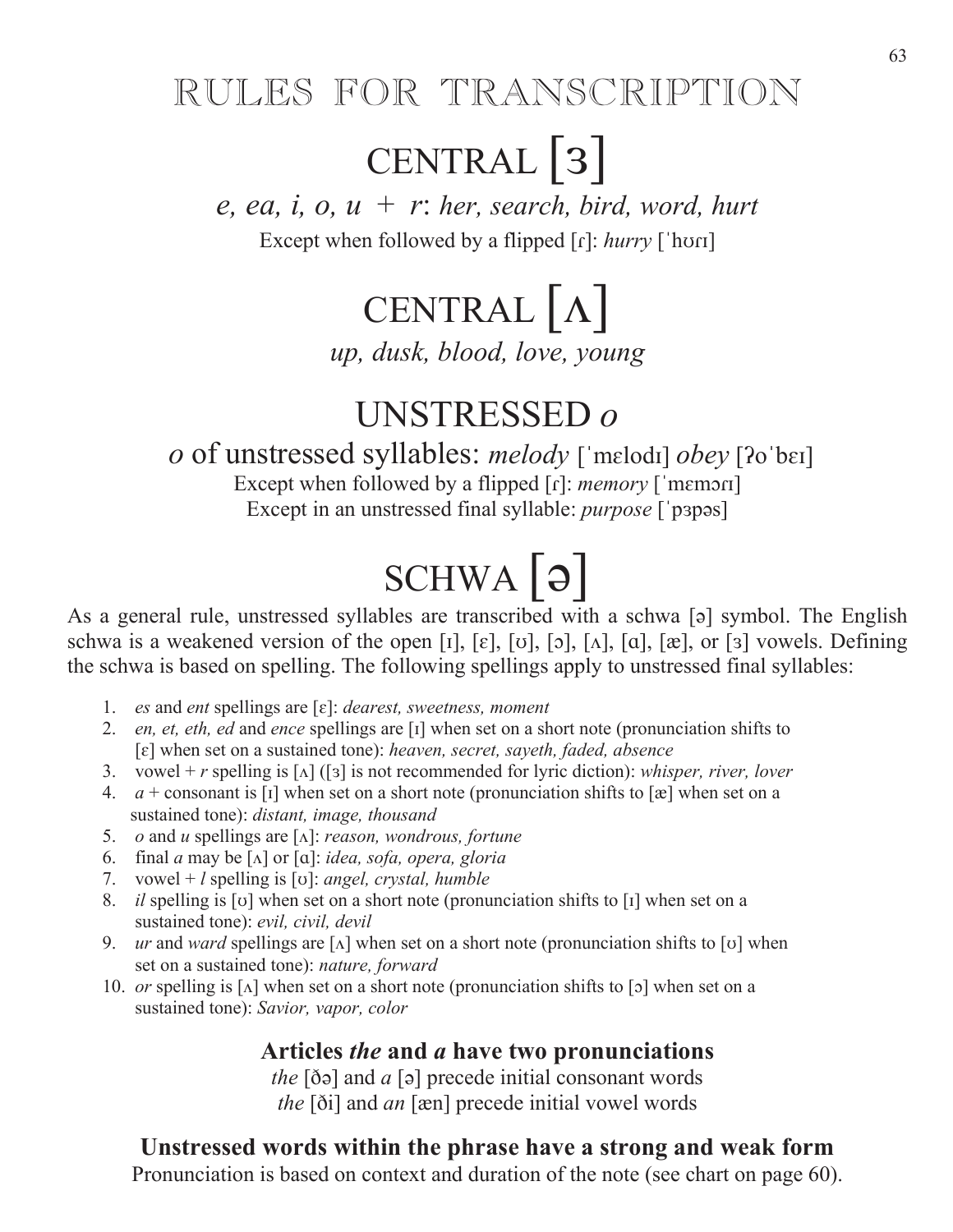# RULES FOR TRANSCRIPTION

## CENTRAL [ɜ]

*e, ea, i, o, u + r*: *her, search, bird, word, hurt*

Except when followed by a flipped [ɾ]: *hurry* [ˈhʊɾɪ]

## CENTRAL [ʌ]

*up, dusk, blood, love, young*

## UNSTRESSED *o*

*o* of unstressed syllables: *melody* [ˈmɛlodɪ] *obey* [ʔoˈbɛɪ]

Except when followed by a flipped [ɾ]: *memory* [ˈmɛmɔɾɪ]

Except in an unstressed final syllable: *purpose* [ˈpɜpəs]

## SCHWA [ə]

As a general rule, unstressed syllables are transcribed with a schwa [ə] symbol. The English schwa is a weakened version of the open [ɪ], [ɛ], [ʊ], [ɔ], [ʌ], [ɑ], [æ], or [ɜ] vowels. Defining the schwa is based on spelling. The following spellings apply to unstressed final syllables:

1. *es* and *ent* spellings are [ɛ]: *dearest, sweetness, moment*
2. *en, et, eth, ed* and *ence* spellings are [ɪ] when set on a short note (pronunciation shifts to [ɛ] when set on a sustained tone): *heaven, secret, sayeth, faded, absence*
3. vowel + *r* spelling is [ʌ] ([ɜ] is not recommended for lyric diction): *whisper, river, lover*
4. *a* + consonant is [ɪ] when set on a short note (pronunciation shifts to [æ] when set on a sustained tone): *distant, image, thousand*
5. *o* and *u* spellings are [ʌ]: *reason, wondrous, fortune*
6. final *a* may be [ʌ] or [ɑ]: *idea, sofa, opera, gloria*
7. vowel + *l* spelling is [ʊ]: *angel, crystal, humble*
8. *il* spelling is [ʊ] when set on a short note (pronunciation shifts to [ɪ] when set on a sustained tone): *evil, civil, devil*
9. *ur* and *ward* spellings are [ʌ] when set on a short note (pronunciation shifts to [ʊ] when set on a sustained tone): *nature, forward*
10. *or* spelling is [ʌ] when set on a short note (pronunciation shifts to [ɔ] when set on a sustained tone): *Savior, vapor, color*

### Articles *the* and *a* have two pronunciations

*the* [ðə] and *a* [ə] precede initial consonant words

*the* [ði] and *an* [æn] precede initial vowel words

### Unstressed words within the phrase have a strong and weak form

Pronunciation is based on context and duration of the note (see chart on page 60).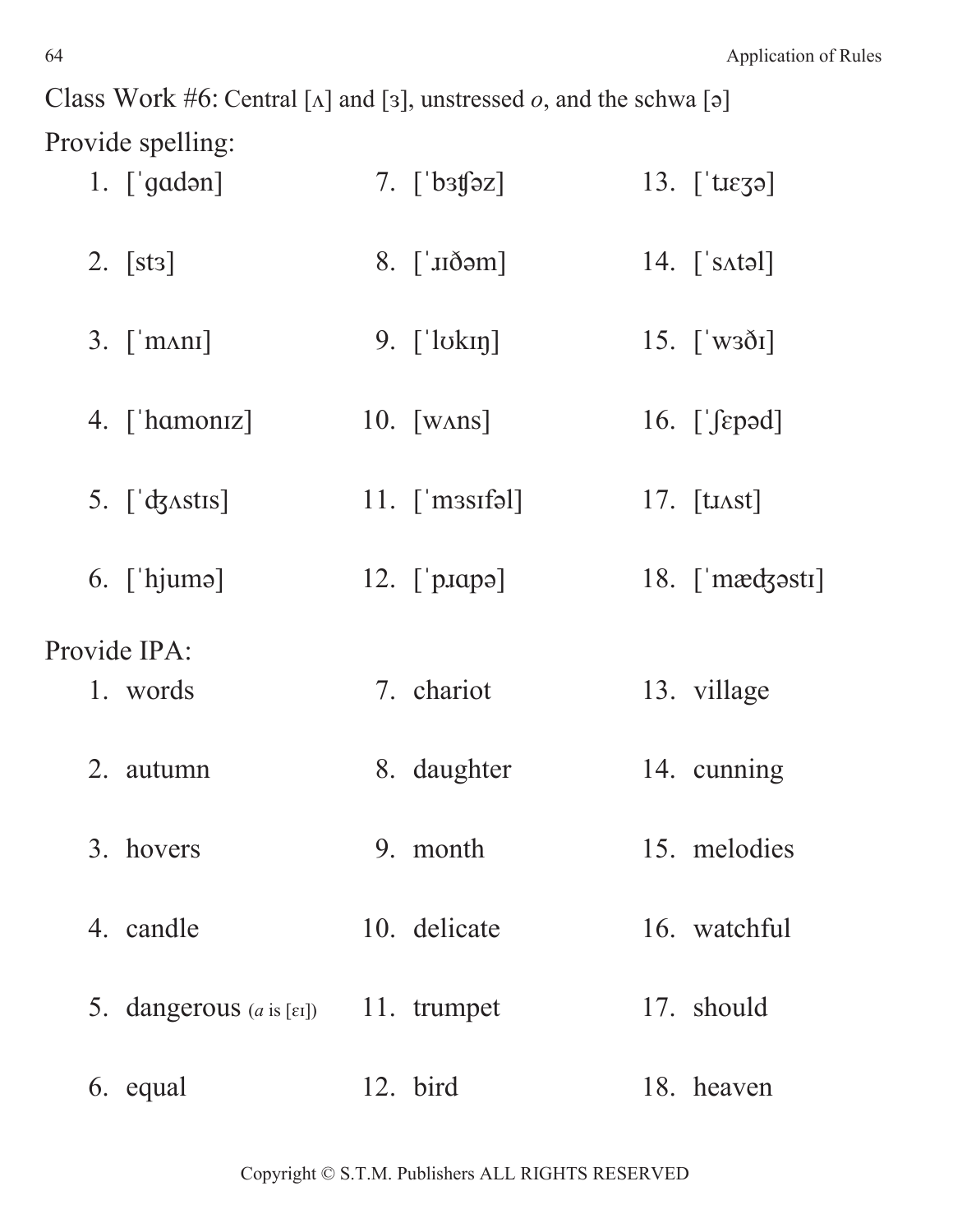Class Work #6: Central [ʌ] and [ɜ], unstressed *o*, and the schwa [ə]

Provide spelling:

1. [ˈɡɑdən]
2. [stɜ]
3. [ˈmʌnɪ]
4. [ˈhɑmonɪz]
5. [ˈdʒʌstɪs]
6. [ˈhjumə]
7. [ˈbɜtʃəz]
8. [ˈɹɪðəm]
9. [ˈlʊkɪŋ]
10. [wʌns]
11. [ˈmɜsɪfəl]
12. [ˈpɹɑpə]
13. [ˈtɹɛʒə]
14. [ˈsʌtəl]
15. [ˈwɜðɪ]
16. [ˈʃɛpəd]
17. [tɹʌst]
18. [ˈmædʒəstɪ]

Provide IPA:

1. words
2. autumn
3. hovers
4. candle
5. dangerous (*a* is [ɛɪ])
6. equal
7. chariot
8. daughter
9. month
10. delicate
11. trumpet
12. bird
13. village
14. cunning
15. melodies
16. watchful
17. should
18. heaven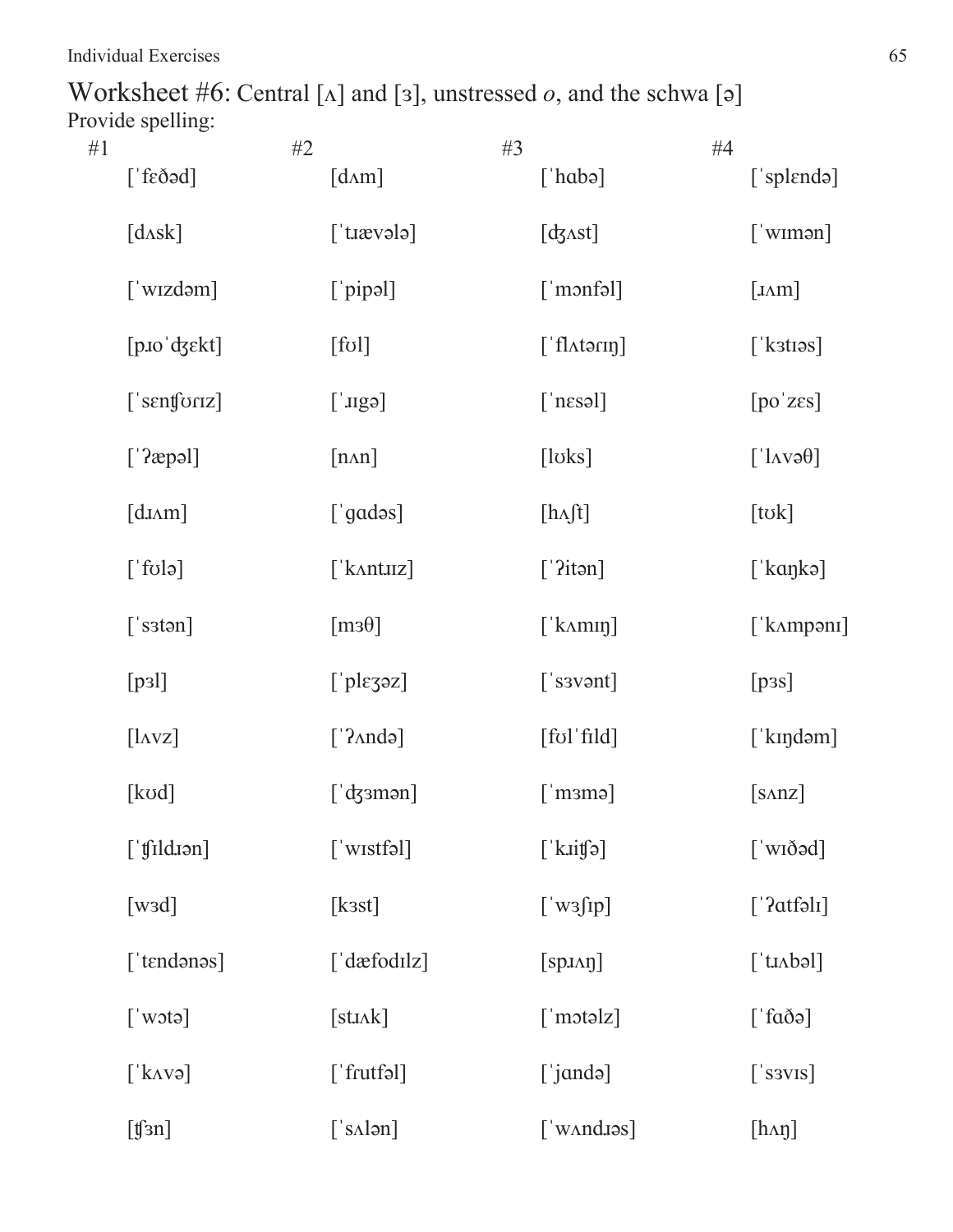# Worksheet #6: Central [ʌ] and [ɜ], unstressed *o*, and the schwa [ə]

Provide spelling:

| #1 | #2 | #3 | #4 |
|---|---|---|---|
| [ˈfɛðəd] | [dʌm] | [ˈhɑbə] | [ˈsplɛndə] |
| [dʌsk] | [ˈtɹævələ] | [dʒʌst] | [ˈwɪmən] |
| [ˈwɪzdəm] | [ˈpipəl] | [ˈmənfəl] | [ɹʌm] |
| [pɹoˈdʒɛkt] | [fʊl] | [ˈflʌtərɪŋ] | [ˈkɜtɪəs] |
| [ˈsɛntʃʊrɪz] | [ˈɹɪgə] | [ˈnɛsəl] | [poˈzɛs] |
| [ˈʔæpəl] | [nʌn] | [lʊks] | [ˈlʌvəθ] |
| [dɹʌm] | [ˈɡɑdəs] | [hʌʃt] | [tʊk] |
| [ˈfʊlə] | [ˈkʌntɹɪz] | [ˈʔitən] | [ˈkɑŋkə] |
| [ˈsɜtən] | [mɜθ] | [ˈkʌmɪŋ] | [ˈkʌmpənɪ] |
| [pɜl] | [ˈplɛʒəz] | [ˈsɜvənt] | [pɜs] |
| [lʌvz] | [ˈʔʌndə] | [fʊlˈfɪld] | [ˈkɪŋdəm] |
| [kʊd] | [ˈdʒɜmən] | [ˈmɜmə] | [sʌnz] |
| [ˈtʃɪldɹən] | [ˈwɪstfəl] | [ˈkɹitʃə] | [ˈwɪðəd] |
| [wɜd] | [kɜst] | [ˈwɜʃɪp] | [ˈʔɑtfəlɪ] |
| [ˈtɛndənəs] | [ˈdæfodɪlz] | [spɹʌŋ] | [ˈtɹʌbəl] |
| [ˈwətə] | [stɹʌk] | [ˈmətəlz] | [ˈfɑðə] |
| [ˈkʌvə] | [ˈfrutfəl] | [ˈjɑndə] | [ˈsɜvɪs] |
| [tʃɜn] | [ˈsʌlən] | [ˈwʌndɹəs] | [hʌŋ] |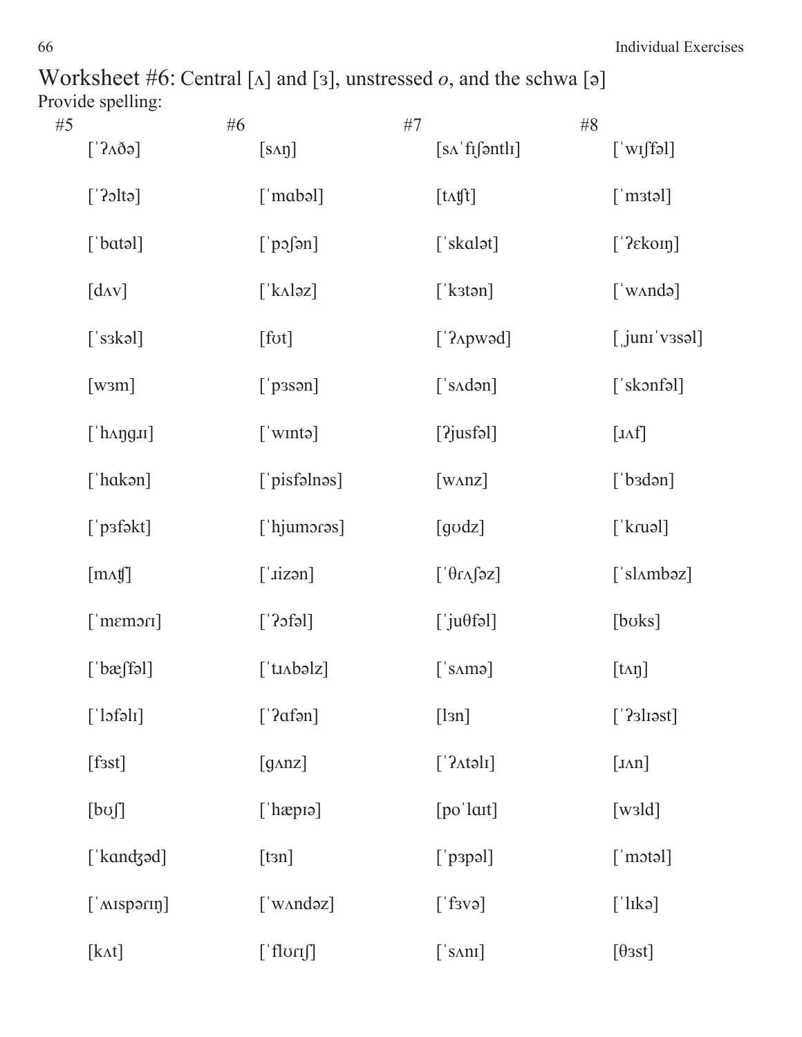# Worksheet #6: Central [ʌ] and [ɜ], unstressed *o*, and the schwa [ə]

Provide spelling:

| #5 | #6 | #7 | #8 |
|---|---|---|---|
| [ˈʔʌðə] | [sʌŋ] | [sʌˈfɪʃəntlɪ] | [ˈwɪʃfəl] |
| [ˈʔɔltə] | [ˈmɑbəl] | [tʌʧt] | [ˈmɜtəl] |
| [ˈbɑtəl] | [ˈpɔʃən] | [ˈskɑlət] | [ˈʔɛkoɪŋ] |
| [dʌv] | [ˈkʌləz] | [ˈkɜtən] | [ˈwʌndə] |
| [ˈsɜkəl] | [fʊt] | [ˈʔʌpwəd] | [ˌjunɪˈvɜsəl] |
| [wɜm] | [ˈpɜsən] | [ˈsʌdən] | [ˈskɔnfəl] |
| [ˈhʌŋgɹɪ] | [ˈwɪntə] | [ʔjusfəl] | [ɹʌf] |
| [ˈhɑkən] | [ˈpisfəlnəs] | [wʌnz] | [ˈbɜdən] |
| [ˈpɜfəkt] | [ˈhjumɔrəs] | [gʊdz] | [ˈkɾuəl] |
| [mʌʧ] | [ˈɹizən] | [ˈθɾʌʃəz] | [ˈslʌmbəz] |
| [ˈmɛmɔɾɪ] | [ˈʔɔfəl] | [ˈjuθfəl] | [bʊks] |
| [ˈbæʃfəl] | [ˈtɹʌbəlz] | [ˈsʌmə] | [tʌŋ] |
| [ˈlɔfəlɪ] | [ˈʔɑfən] | [lɜn] | [ˈʔɜlɪəst] |
| [fɜst] | [gʌnz] | [ˈʔʌtəlɪ] | [ɹʌn] |
| [bʊʃ] | [ˈhæpɪə] | [poˈlaɪt] | [wɜld] |
| [ˈkɑnʤəd] | [tɜn] | [ˈpɜpəl] | [ˈmɔtəl] |
| [ˈʍɪspərɪŋ] | [ˈwʌndəz] | [ˈfɜvə] | [ˈlɪkə] |
| [kʌt] | [ˈflʊɾɪʃ] | [ˈsʌnɪ] | [θɜst] |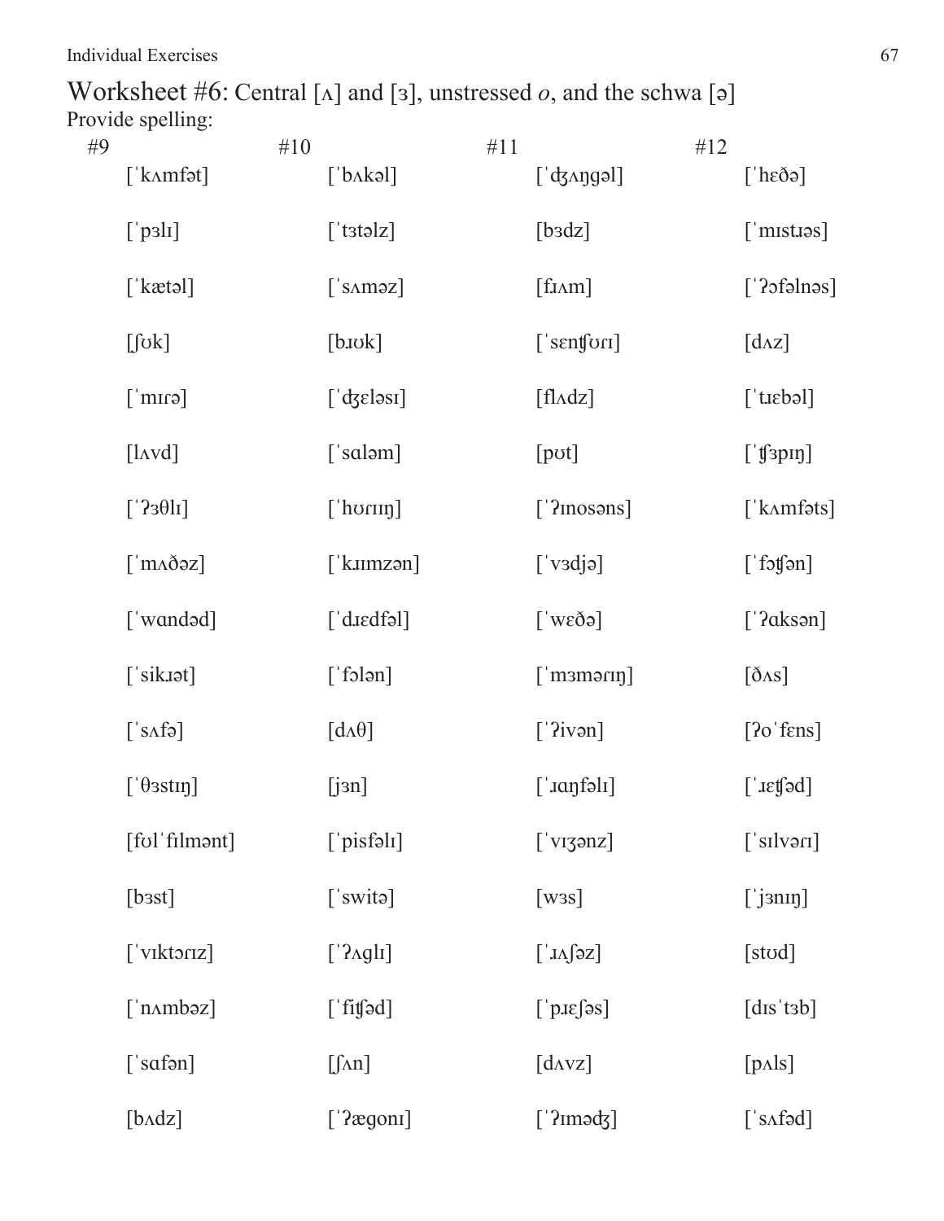# Worksheet #6: Central [ʌ] and [ɜ], unstressed *o*, and the schwa [ə]

Provide spelling:

| #9 | #10 | #11 | #12 |
|---|---|---|---|
| [ˈkʌmfət] | [ˈbʌkəl] | [ˈdʒʌŋgəl] | [ˈhɛðə] |
| [ˈpɜlɪ] | [ˈtɜtəlz] | [bɜdz] | [ˈmɪstɹəs] |
| [ˈkætəl] | [ˈsʌməz] | [fɹʌm] | [ˈʔɔfəlnəs] |
| [ʃʊk] | [bɹʊk] | [ˈsɛnʧʊɹɪ] | [dʌz] |
| [ˈmɪɾə] | [ˈdʒɛləsɪ] | [flʌdz] | [ˈtɹɛbəl] |
| [lʌvd] | [ˈsɑləm] | [pʊt] | [ˈʧɜpɪŋ] |
| [ˈʔɜθlɪ] | [ˈhʊɾɪɪŋ] | [ˈʔɪnosəns] | [ˈkʌmfəts] |
| [ˈmʌðəz] | [ˈkɹɪmzən] | [ˈvɜdjə] | [ˈfɔʧən] |
| [ˈwɑndəd] | [ˈdɹɛdfəl] | [ˈwɛðə] | [ˈʔɑksən] |
| [ˈsikɹət] | [ˈfɔlən] | [ˈmɜməɾɪŋ] | [ðʌs] |
| [ˈsʌfə] | [dʌθ] | [ˈʔivən] | [ʔoˈfɛns] |
| [ˈθɜstɪŋ] | [jɜn] | [ˈɹɑŋfəlɪ] | [ˈɹɛʧəd] |
| [fʊlˈfɪlmənt] | [ˈpisfəlɪ] | [ˈvɪʒənz] | [ˈsɪlvəɹɪ] |
| [bɜst] | [ˈswitə] | [wɜs] | [ˈjɜnɪŋ] |
| [ˈvɪktɔɾɪz] | [ˈʔʌglɪ] | [ˈɹʌʃəz] | [stʊd] |
| [ˈnʌmbəz] | [ˈfiʧəd] | [ˈpɹɛʃəs] | [dɪsˈtɜb] |
| [ˈsɑfən] | [ʃʌn] | [dʌvz] | [pʌls] |
| [bʌdz] | [ˈʔægonɪ] | [ˈʔɪmədʒ] | [ˈsʌfəd] |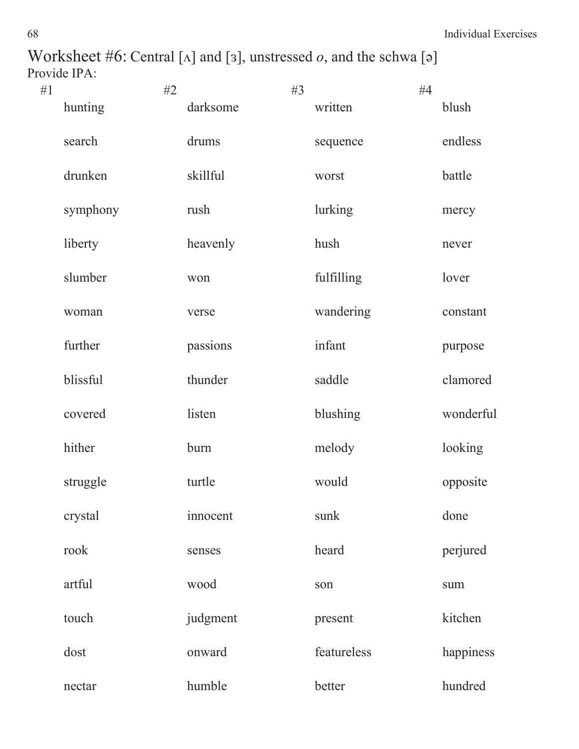# Worksheet #6: Central [ʌ] and [ɜ], unstressed *o*, and the schwa [ə]

Provide IPA:

| #1 | #2 | #3 | #4 |
|---|---|---|---|
| hunting | darksome | written | blush |
| search | drums | sequence | endless |
| drunken | skillful | worst | battle |
| symphony | rush | lurking | mercy |
| liberty | heavenly | hush | never |
| slumber | won | fulfilling | lover |
| woman | verse | wandering | constant |
| further | passions | infant | purpose |
| blissful | thunder | saddle | clamored |
| covered | listen | blushing | wonderful |
| hither | burn | melody | looking |
| struggle | turtle | would | opposite |
| crystal | innocent | sunk | done |
| rook | senses | heard | perjured |
| artful | wood | son | sum |
| touch | judgment | present | kitchen |
| dost | onward | featureless | happiness |
| nectar | humble | better | hundred |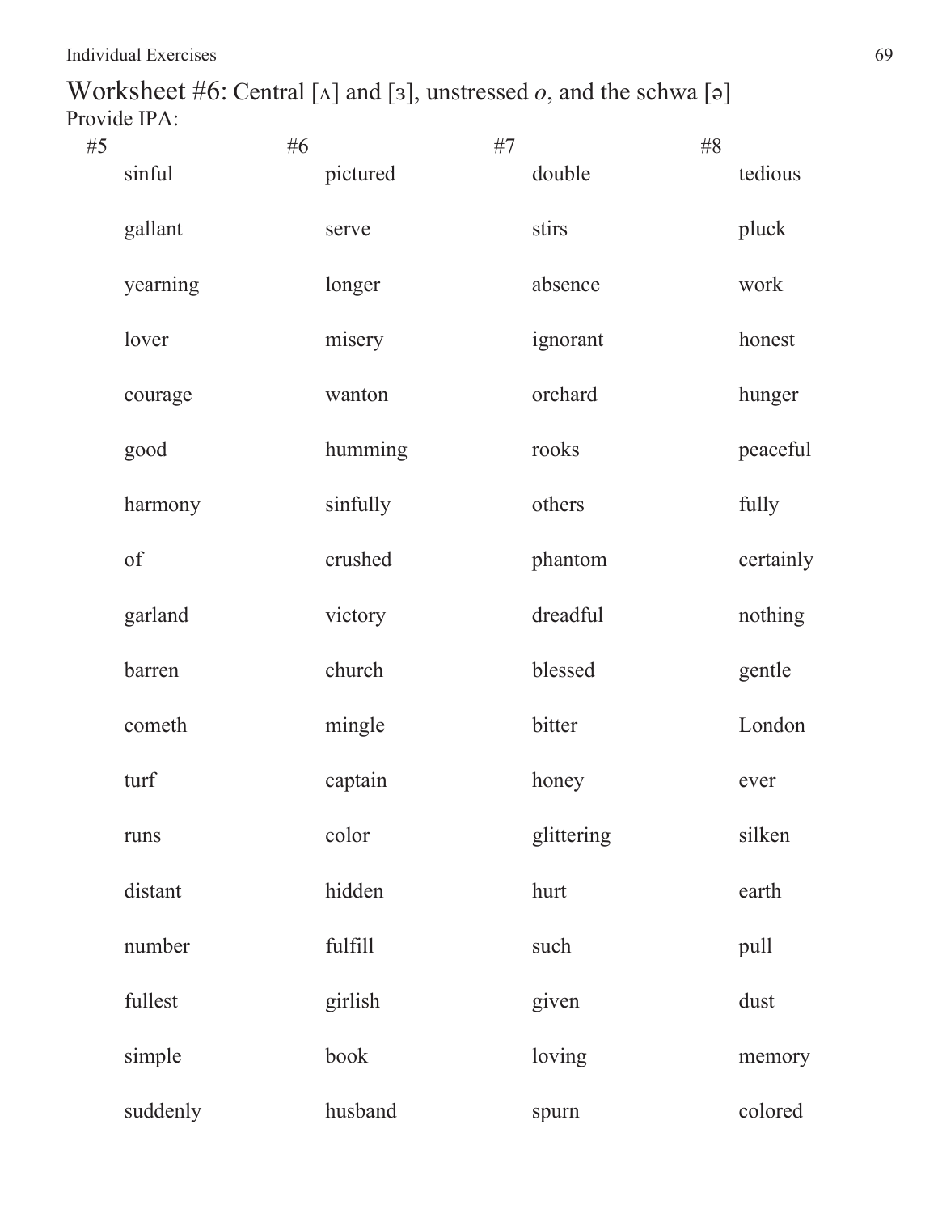# Worksheet #6: Central [ʌ] and [ɜ], unstressed *o*, and the schwa [ə]

Provide IPA:

| #5 | #6 | #7 | #8 |
|---|---|---|---|
| sinful | pictured | double | tedious |
| gallant | serve | stirs | pluck |
| yearning | longer | absence | work |
| lover | misery | ignorant | honest |
| courage | wanton | orchard | hunger |
| good | humming | rooks | peaceful |
| harmony | sinfully | others | fully |
| of | crushed | phantom | certainly |
| garland | victory | dreadful | nothing |
| barren | church | blessed | gentle |
| cometh | mingle | bitter | London |
| turf | captain | honey | ever |
| runs | color | glittering | silken |
| distant | hidden | hurt | earth |
| number | fulfill | such | pull |
| fullest | girlish | given | dust |
| simple | book | loving | memory |
| suddenly | husband | spurn | colored |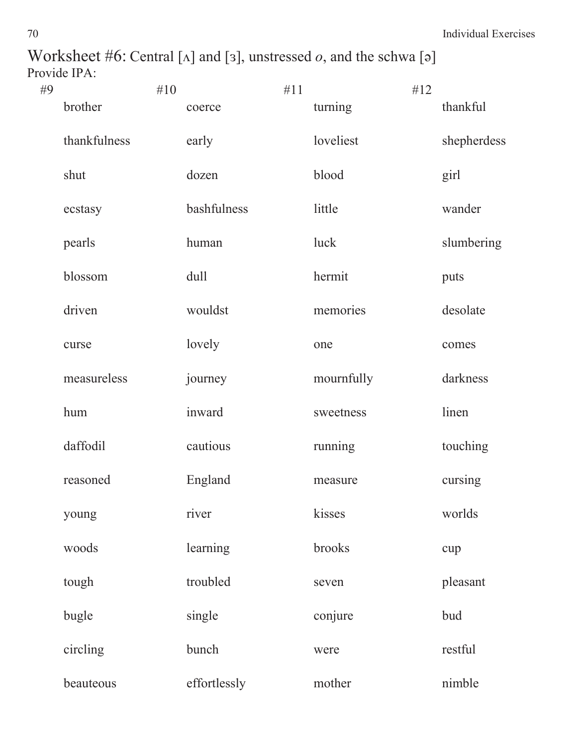# Worksheet #6: Central [ʌ] and [ɜ], unstressed *o*, and the schwa [ə]

Provide IPA:

| #9 | #10 | #11 | #12 |
|---|---|---|---|
| brother | coerce | turning | thankful |
| thankfulness | early | loveliest | shepherdess |
| shut | dozen | blood | girl |
| ecstasy | bashfulness | little | wander |
| pearls | human | luck | slumbering |
| blossom | dull | hermit | puts |
| driven | wouldst | memories | desolate |
| curse | lovely | one | comes |
| measureless | journey | mournfully | darkness |
| hum | inward | sweetness | linen |
| daffodil | cautious | running | touching |
| reasoned | England | measure | cursing |
| young | river | kisses | worlds |
| woods | learning | brooks | cup |
| tough | troubled | seven | pleasant |
| bugle | single | conjure | bud |
| circling | bunch | were | restful |
| beauteous | effortlessly | mother | nimble |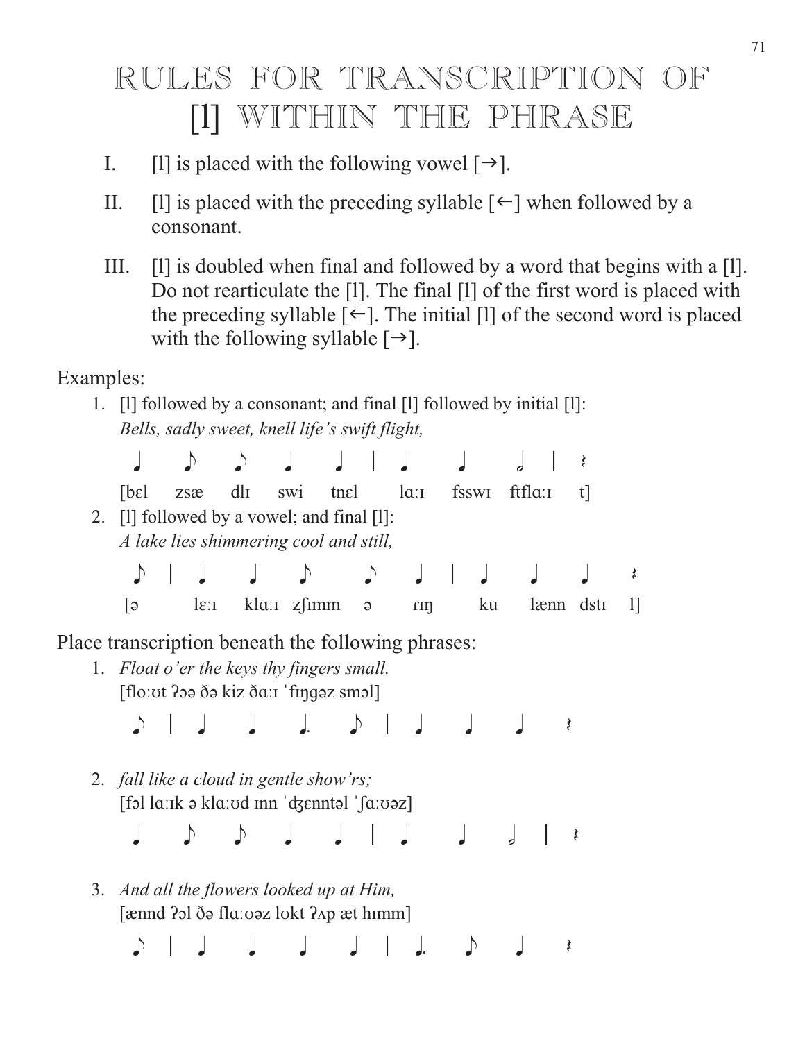# RULES FOR TRANSCRIPTION OF [l] WITHIN THE PHRASE

I. [l] is placed with the following vowel [→].

II. [l] is placed with the preceding syllable [←] when followed by a consonant.

III. [l] is doubled when final and followed by a word that begins with a [l]. Do not rearticulate the [l]. The final [l] of the first word is placed with the preceding syllable [←]. The initial [l] of the second word is placed with the following syllable [→].

Examples:

1. [l] followed by a consonant; and final [l] followed by initial [l]:
   *Bells, sadly sweet, knell life's swift flight,*

   ♩ ♪ ♪ ♩ ♩ | ♩ ♩ 𝅗𝅥 | 𝄽

   [bɛl zsæ dlɪ swi tnɛl lɑːɪ fsswɪ ftflɑːɪ t]

2. [l] followed by a vowel; and final [l]:
   *A lake lies shimmering cool and still,*

   ♪ | ♩ ♩ ♪ ♪ ♩ | ♩ ♩ ♩ 𝄽

   [ə lɛːɪ klɑːɪ zʃɪmm ə ɾɪŋ ku lænn dstɪ l]

Place transcription beneath the following phrases:

1. *Float o'er the keys thy fingers small.*
   [floːʊt ʔɔə ðə kiz ðɑːɪ ˈfɪŋgəz smɔl]

   ♪ | ♩ ♩ ♩. ♪ | ♩ ♩ ♩ 𝄽

2. *fall like a cloud in gentle show'rs;*
   [fɔl lɑːɪk ə klɑːʊd ɪnn ˈdʒɛnntəl ˈʃɑːʊəz]

   ♩ ♪ ♪ ♩ ♩ | ♩ ♩ 𝅗𝅥 | 𝄽

3. *And all the flowers looked up at Him,*
   [ænnd ʔɔl ðə flɑːʊəz lʊkt ʔʌp æt hɪmm]

   ♪ | ♩ ♩ ♩ ♩ | ♩. ♪ ♩ 𝄽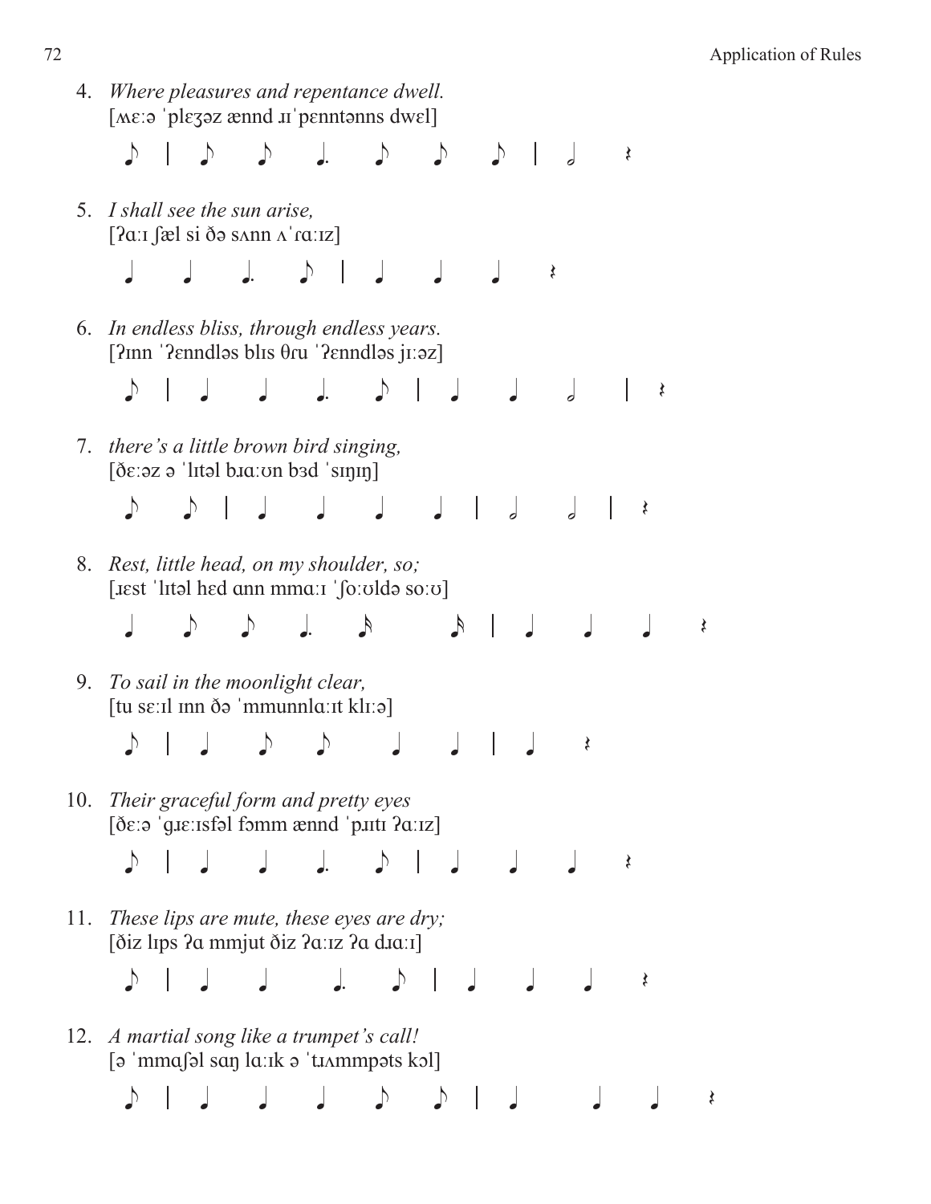4. *Where pleasures and repentance dwell.*
   [ʍɛːə ˈplɛʒəz ænnd ɹɪˈpɛnntənns dwɛl]

5. *I shall see the sun arise,*
   [ʔɑːɪ ʃæl si ðə sʌnn ʌˈɾɑːɪz]

6. *In endless bliss, through endless years.*
   [ʔɪnn ˈʔɛnndləs blɪs θɾu ˈʔɛnndləs jɪːəz]

7. *there's a little brown bird singing,*
   [ðɛːəz ə ˈlɪtəl bɹɑːʊn bɜd ˈsɪŋɪŋ]

8. *Rest, little head, on my shoulder, so;*
   [ɹɛst ˈlɪtəl hɛd ɑnn mmɑːɪ ˈʃoːʊldə soːʊ]

9. *To sail in the moonlight clear,*
   [tu sɛːɪl ɪnn ðə ˈmmunnlɑːɪt klɪːə]

10. *Their graceful form and pretty eyes*
    [ðɛːə ˈgɹɛːɪsfəl fɔmm ænnd ˈpɹɪtɪ ʔɑːɪz]

11. *These lips are mute, these eyes are dry;*
    [ðiz lɪps ʔɑ mmjut ðiz ʔɑːɪz ʔɑ dɹɑːɪ]

12. *A martial song like a trumpet's call!*
    [ə ˈmmɑʃəl sɑŋ lɑːɪk ə ˈtɹʌmmpəts kɔl]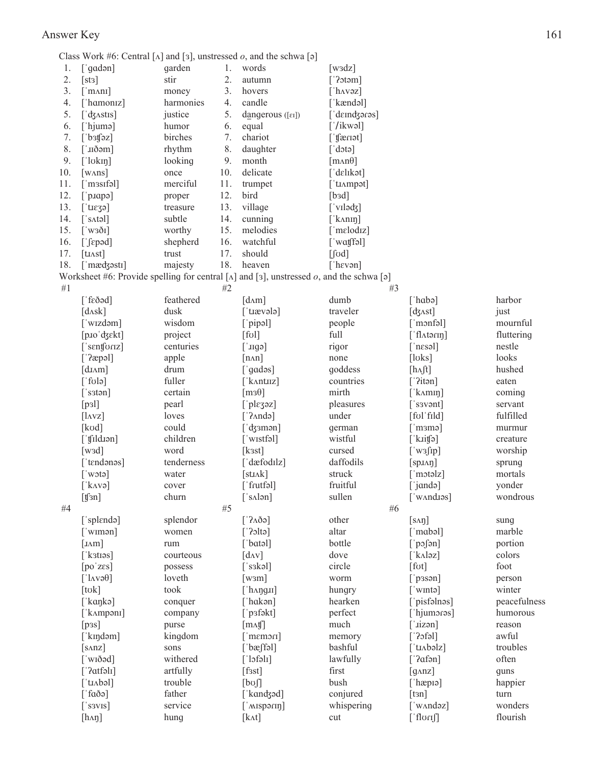Class Work #6: Central [ʌ] and [ɜ], unstressed *o*, and the schwa [ə]

| | | | | | |
|---|---|---|---|---|---|
| 1. | [ˈɡɑdən] | garden | 1. | words | [wɜdz] |
| 2. | [stɜ] | stir | 2. | autumn | [ˈʔɔtəm] |
| 3. | [ˈmʌnɪ] | money | 3. | hovers | [ˈhʌvəz] |
| 4. | [ˈhɑmonɪz] | harmonies | 4. | candle | [ˈkændəl] |
| 5. | [ˈʤʌstɪs] | justice | 5. | da̲ngerous ([eɪ]) | [ˈdeɪndʒərəs] |
| 6. | [ˈhjumə] | humor | 6. | equal | [ˈʔikwəl] |
| 7. | [ˈbɜʧəz] | birches | 7. | chariot | [ˈʧærɪət] |
| 8. | [ˈɹɪðəm] | rhythm | 8. | daughter | [ˈdɔtə] |
| 9. | [ˈlʊkɪŋ] | looking | 9. | month | [mʌnθ] |
| 10. | [wʌns] | once | 10. | delicate | [ˈdɛlɪkət] |
| 11. | [ˈmɜsɪfəl] | merciful | 11. | trumpet | [ˈtɹʌmpət] |
| 12. | [ˈpɹɑpə] | proper | 12. | bird | [bɜd] |
| 13. | [ˈtɹɛʒə] | treasure | 13. | village | [ˈvɪləʤ] |
| 14. | [ˈsʌtəl] | subtle | 14. | cunning | [ˈkʌnɪŋ] |
| 15. | [ˈwɜðɪ] | worthy | 15. | melodies | [ˈmɛlodɪz] |
| 16. | [ˈʃɛpəd] | shepherd | 16. | watchful | [ˈwɑʧfəl] |
| 17. | [tɹʌst] | trust | 17. | should | [ʃʊd] |
| 18. | [ˈmæʤəstɪ] | majesty | 18. | heaven | [ˈhɛvən] |

Worksheet #6: Provide spelling for central [ʌ] and [ɜ], unstressed *o*, and the schwa [ə]

| #1 | | #2 | | #3 | |
|---|---|---|---|---|---|
| [ˈfɛðəd] | feathered | [dʌm] | dumb | [ˈhɑbə] | harbor |
| [dʌsk] | dusk | [ˈtɹævələ] | traveler | [ʤʌst] | just |
| [ˈwɪzdəm] | wisdom | [ˈpipəl] | people | [ˈmɔnfəl] | mournful |
| [pɹoˈʤɛkt] | project | [fʊl] | full | [ˈflʌtərɪŋ] | fluttering |
| [ˈsɛnʧʊrɪz] | centuries | [ˈɹɪɡə] | rigor | [ˈnɛsəl] | nestle |
| [ˈʔæpəl] | apple | [nʌn] | none | [lʊks] | looks |
| [dɹʌm] | drum | [ˈɡɑdəs] | goddess | [hʌʃt] | hushed |
| [ˈfʊlə] | fuller | [ˈkʌntɹɪz] | countries | [ˈʔitən] | eaten |
| [ˈsɜtən] | certain | [mɜθ] | mirth | [ˈkʌmɪŋ] | coming |
| [pɜl] | pearl | [ˈplɛʒəz] | pleasures | [ˈsɜvənt] | servant |
| [lʌvz] | loves | [ˈʔʌndə] | under | [fʊlˈfɪld] | fulfilled |
| [kʊd] | could | [ˈʤɜmən] | german | [ˈmɜmə] | murmur |
| [ˈʧɪldɹən] | children | [ˈwɪstfəl] | wistful | [ˈkɹiʧə] | creature |
| [wɜd] | word | [kɜst] | cursed | [ˈwɜʃɪp] | worship |
| [ˈtɛndənəs] | tenderness | [ˈdæfodɪlz] | daffodils | [spɹʌŋ] | sprung |
| [ˈwɔtə] | water | [stɹʌk] | struck | [ˈmɔtəlz] | mortals |
| [ˈkʌvə] | cover | [ˈfrutfəl] | fruitful | [ˈjɑndə] | yonder |
| [ʧɜn] | churn | [ˈsʌlən] | sullen | [ˈwʌndɹəs] | wondrous |

| #4 | | #5 | | #6 | |
|---|---|---|---|---|---|
| [ˈsplɛndə] | splendor | [ˈʔʌðə] | other | [sʌŋ] | sung |
| [ˈwɪmən] | women | [ˈʔɔltə] | altar | [ˈmɑbəl] | marble |
| [ɹʌm] | rum | [ˈbɑtəl] | bottle | [ˈpɔʃən] | portion |
| [ˈkɜtɹəs] | courteous | [dʌv] | dove | [ˈkʌləz] | colors |
| [poˈzɛs] | possess | [ˈsɜkəl] | circle | [fʊt] | foot |
| [ˈlʌvəθ] | loveth | [wɜm] | worm | [ˈpɜsən] | person |
| [tʊk] | took | [ˈhʌŋɡɹɪ] | hungry | [ˈwɪntə] | winter |
| [ˈkɑŋkə] | conquer | [ˈhɑkən] | hearken | [ˈpisfəlnəs] | peacefulness |
| [ˈkʌmpənɪ] | company | [ˈpɜfəkt] | perfect | [ˈhjumərəs] | humorous |
| [pɜs] | purse | [mʌʧ] | much | [ˈɹizən] | reason |
| [ˈkɪŋdəm] | kingdom | [ˈmɛmərɪ] | memory | [ˈʔɔfəl] | awful |
| [sʌnz] | sons | [ˈbæʃfəl] | bashful | [ˈtɹʌbəlz] | troubles |
| [ˈwɪðəd] | withered | [ˈlɔfəlɪ] | lawfully | [ˈʔɑfən] | often |
| [ˈʔɑtfəlɪ] | artfully | [fɜst] | first | [ɡʌnz] | guns |
| [ˈtɹʌbəl] | trouble | [bʊʃ] | bush | [ˈhæpɪə] | happier |
| [ˈfɑðə] | father | [ˈkɑndʒəd] | conjured | [tɜn] | turn |
| [ˈsɜvɪs] | service | [ˈʍɪspərɪŋ] | whispering | [ˈwʌndəz] | wonders |
| [hʌŋ] | hung | [kʌt] | cut | [ˈflʊrɪʃ] | flourish |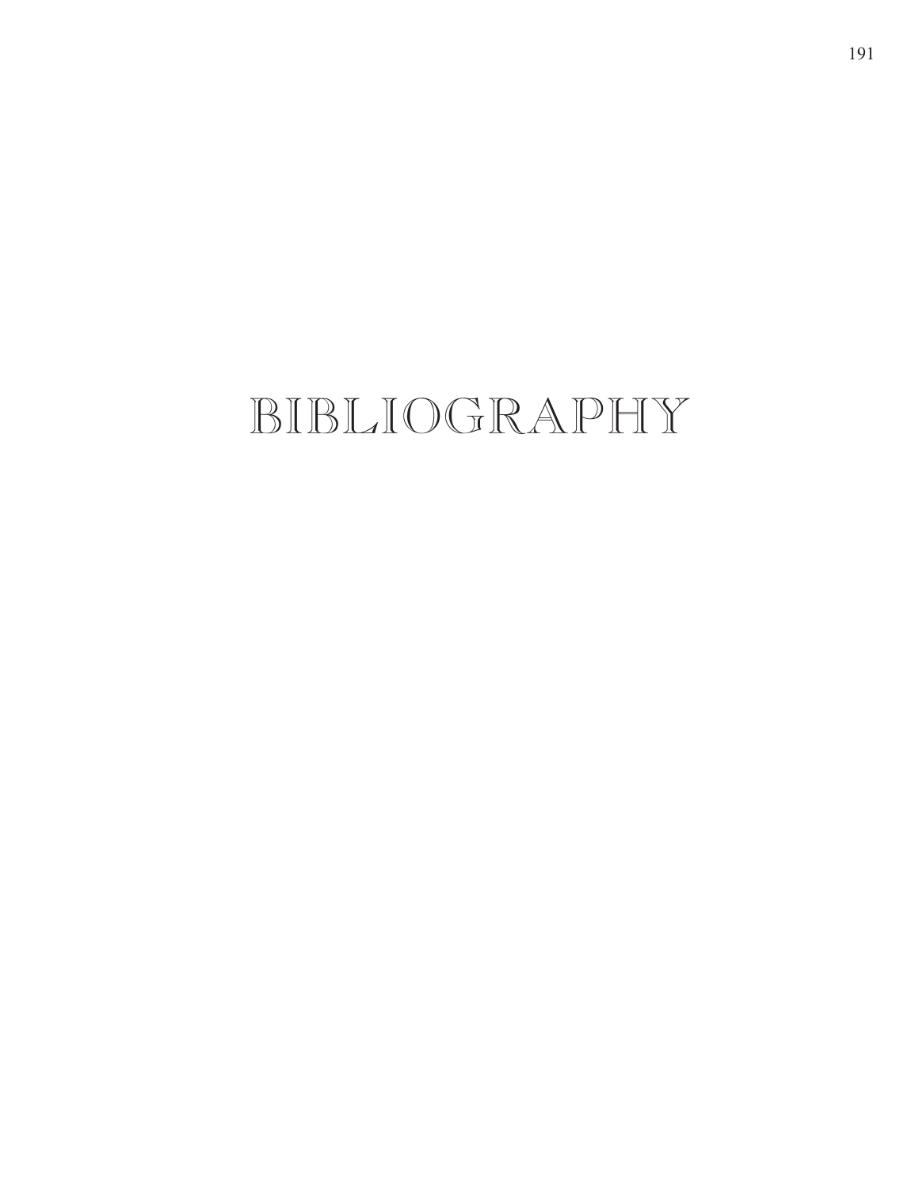# BIBLIOGRAPHY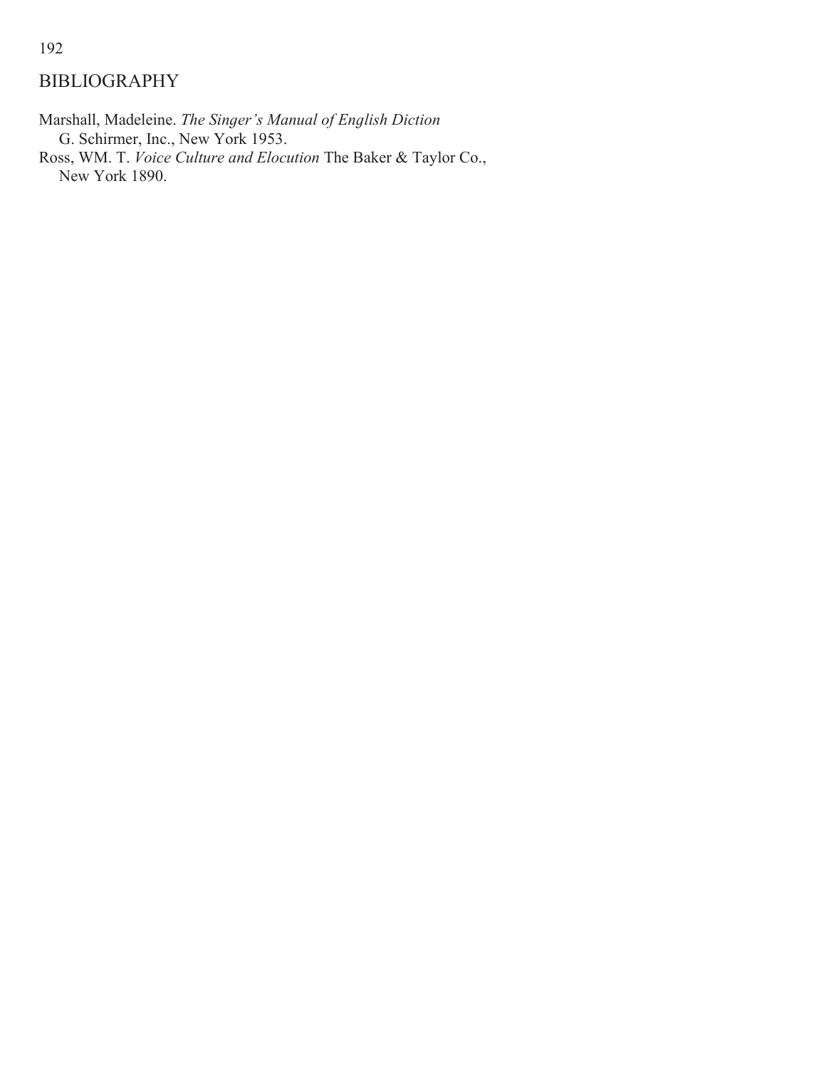## BIBLIOGRAPHY

Marshall, Madeleine. *The Singer's Manual of English Diction* G. Schirmer, Inc., New York 1953.

Ross, WM. T. *Voice Culture and Elocution* The Baker & Taylor Co., New York 1890.